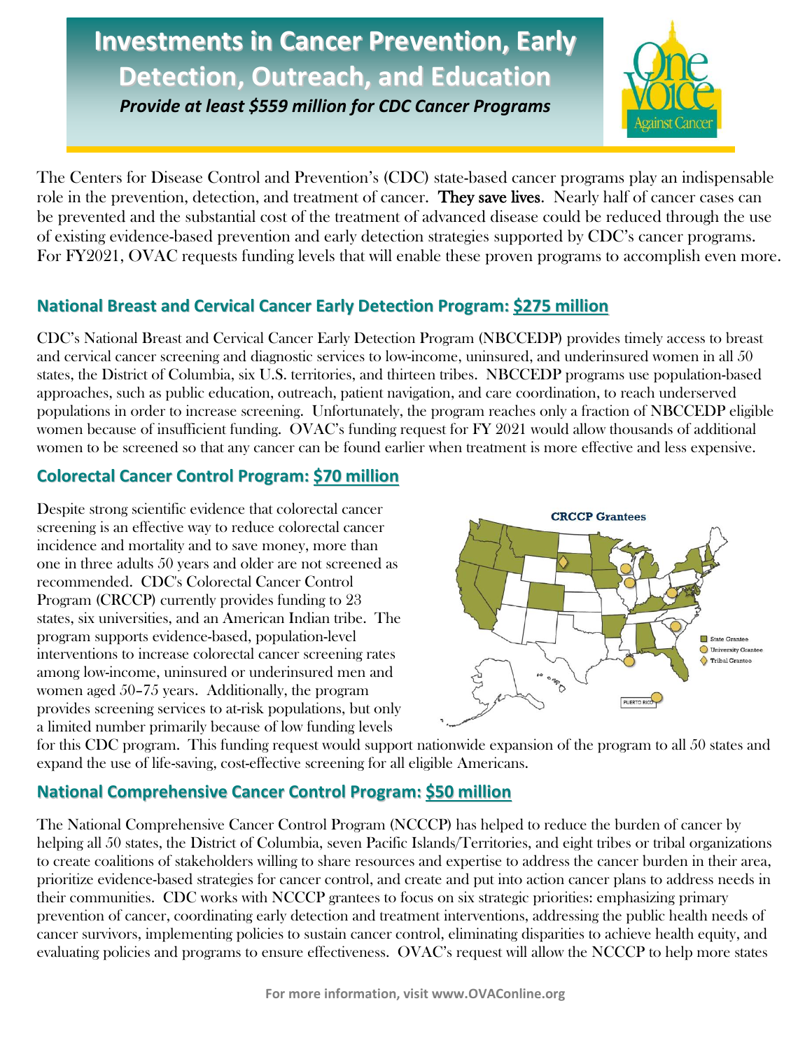# Investments in Cancer Prevention, Early Detection, Outreach, and Education

***Provide at least $559 million for CDC Cancer Programs***

The Centers for Disease Control and Prevention's (CDC) state-based cancer programs play an indispensable role in the prevention, detection, and treatment of cancer. **They save lives.** Nearly half of cancer cases can be prevented and the substantial cost of the treatment of advanced disease could be reduced through the use of existing evidence-based prevention and early detection strategies supported by CDC's cancer programs. For FY2021, OVAC requests funding levels that will enable these proven programs to accomplish even more.

## National Breast and Cervical Cancer Early Detection Program: $275 million

CDC's National Breast and Cervical Cancer Early Detection Program (NBCCEDP) provides timely access to breast and cervical cancer screening and diagnostic services to low-income, uninsured, and underinsured women in all 50 states, the District of Columbia, six U.S. territories, and thirteen tribes. NBCCEDP programs use population-based approaches, such as public education, outreach, patient navigation, and care coordination, to reach underserved populations in order to increase screening. Unfortunately, the program reaches only a fraction of NBCCEDP eligible women because of insufficient funding. OVAC's funding request for FY 2021 would allow thousands of additional women to be screened so that any cancer can be found earlier when treatment is more effective and less expensive.

## Colorectal Cancer Control Program: $70 million

Despite strong scientific evidence that colorectal cancer screening is an effective way to reduce colorectal cancer incidence and mortality and to save money, more than one in three adults 50 years and older are not screened as recommended. CDC's Colorectal Cancer Control Program (CRCCP) currently provides funding to 23 states, six universities, and an American Indian tribe. The program supports evidence-based, population-level interventions to increase colorectal cancer screening rates among low-income, uninsured or underinsured men and women aged 50–75 years. Additionally, the program provides screening services to at-risk populations, but only a limited number primarily because of low funding levels for this CDC program. This funding request would support nationwide expansion of the program to all 50 states and expand the use of life-saving, cost-effective screening for all eligible Americans.

## National Comprehensive Cancer Control Program: $50 million

The National Comprehensive Cancer Control Program (NCCCP) has helped to reduce the burden of cancer by helping all 50 states, the District of Columbia, seven Pacific Islands/Territories, and eight tribes or tribal organizations to create coalitions of stakeholders willing to share resources and expertise to address the cancer burden in their area, prioritize evidence-based strategies for cancer control, and create and put into action cancer plans to address needs in their communities. CDC works with NCCCP grantees to focus on six strategic priorities: emphasizing primary prevention of cancer, coordinating early detection and treatment interventions, addressing the public health needs of cancer survivors, implementing policies to sustain cancer control, eliminating disparities to achieve health equity, and evaluating policies and programs to ensure effectiveness. OVAC's request will allow the NCCCP to help more states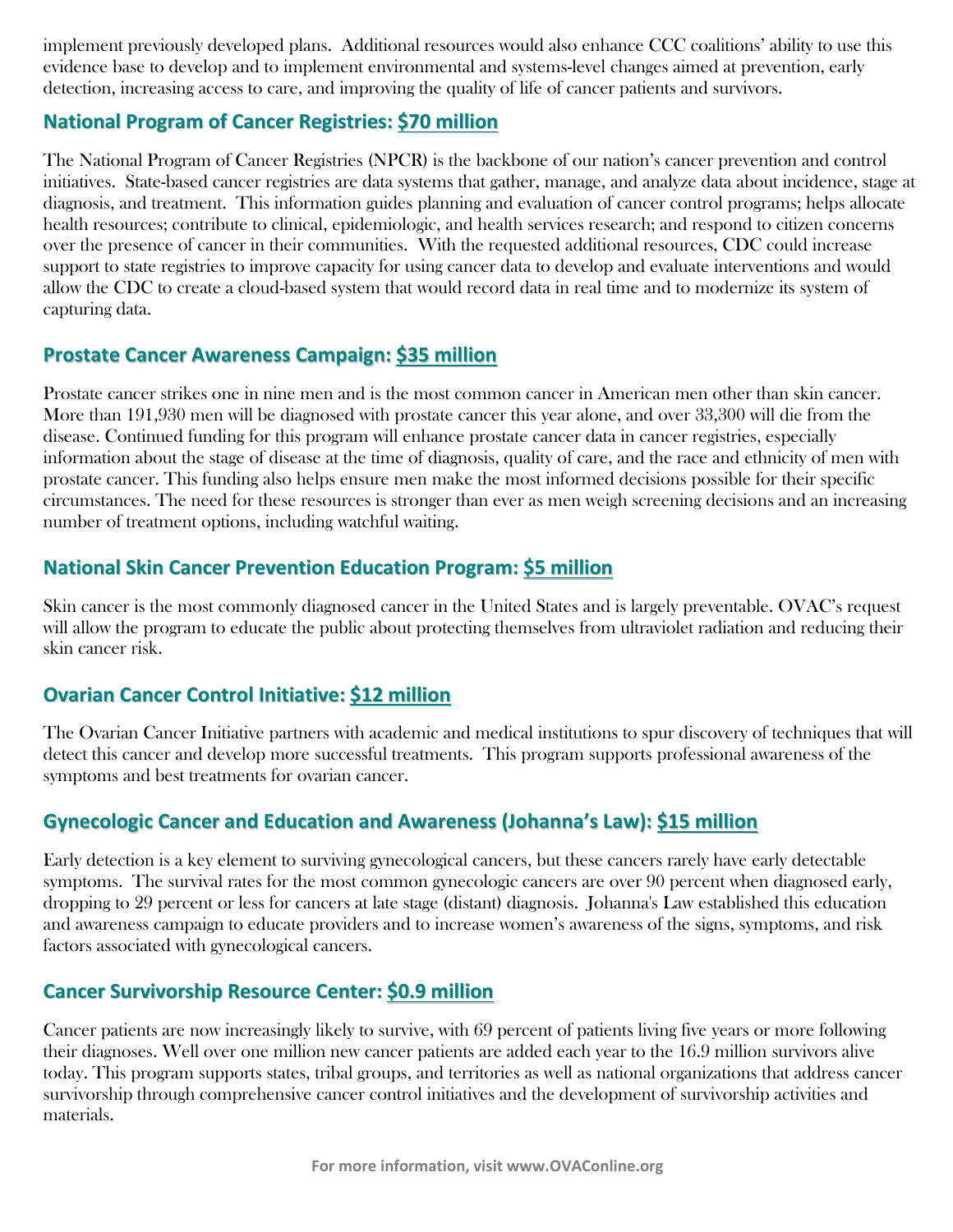implement previously developed plans. Additional resources would also enhance CCC coalitions' ability to use this evidence base to develop and to implement environmental and systems-level changes aimed at prevention, early detection, increasing access to care, and improving the quality of life of cancer patients and survivors.

## National Program of Cancer Registries: $70 million

The National Program of Cancer Registries (NPCR) is the backbone of our nation's cancer prevention and control initiatives. State-based cancer registries are data systems that gather, manage, and analyze data about incidence, stage at diagnosis, and treatment. This information guides planning and evaluation of cancer control programs; helps allocate health resources; contribute to clinical, epidemiologic, and health services research; and respond to citizen concerns over the presence of cancer in their communities. With the requested additional resources, CDC could increase support to state registries to improve capacity for using cancer data to develop and evaluate interventions and would allow the CDC to create a cloud-based system that would record data in real time and to modernize its system of capturing data.

## Prostate Cancer Awareness Campaign: $35 million

Prostate cancer strikes one in nine men and is the most common cancer in American men other than skin cancer. More than 191,930 men will be diagnosed with prostate cancer this year alone, and over 33,300 will die from the disease. Continued funding for this program will enhance prostate cancer data in cancer registries, especially information about the stage of disease at the time of diagnosis, quality of care, and the race and ethnicity of men with prostate cancer. This funding also helps ensure men make the most informed decisions possible for their specific circumstances. The need for these resources is stronger than ever as men weigh screening decisions and an increasing number of treatment options, including watchful waiting.

## National Skin Cancer Prevention Education Program: $5 million

Skin cancer is the most commonly diagnosed cancer in the United States and is largely preventable. OVAC's request will allow the program to educate the public about protecting themselves from ultraviolet radiation and reducing their skin cancer risk.

## Ovarian Cancer Control Initiative: $12 million

The Ovarian Cancer Initiative partners with academic and medical institutions to spur discovery of techniques that will detect this cancer and develop more successful treatments. This program supports professional awareness of the symptoms and best treatments for ovarian cancer.

## Gynecologic Cancer and Education and Awareness (Johanna's Law): $15 million

Early detection is a key element to surviving gynecological cancers, but these cancers rarely have early detectable symptoms. The survival rates for the most common gynecologic cancers are over 90 percent when diagnosed early, dropping to 29 percent or less for cancers at late stage (distant) diagnosis. Johanna's Law established this education and awareness campaign to educate providers and to increase women's awareness of the signs, symptoms, and risk factors associated with gynecological cancers.

## Cancer Survivorship Resource Center: $0.9 million

Cancer patients are now increasingly likely to survive, with 69 percent of patients living five years or more following their diagnoses. Well over one million new cancer patients are added each year to the 16.9 million survivors alive today. This program supports states, tribal groups, and territories as well as national organizations that address cancer survivorship through comprehensive cancer control initiatives and the development of survivorship activities and materials.

**For more information, visit www.OVAConline.org**